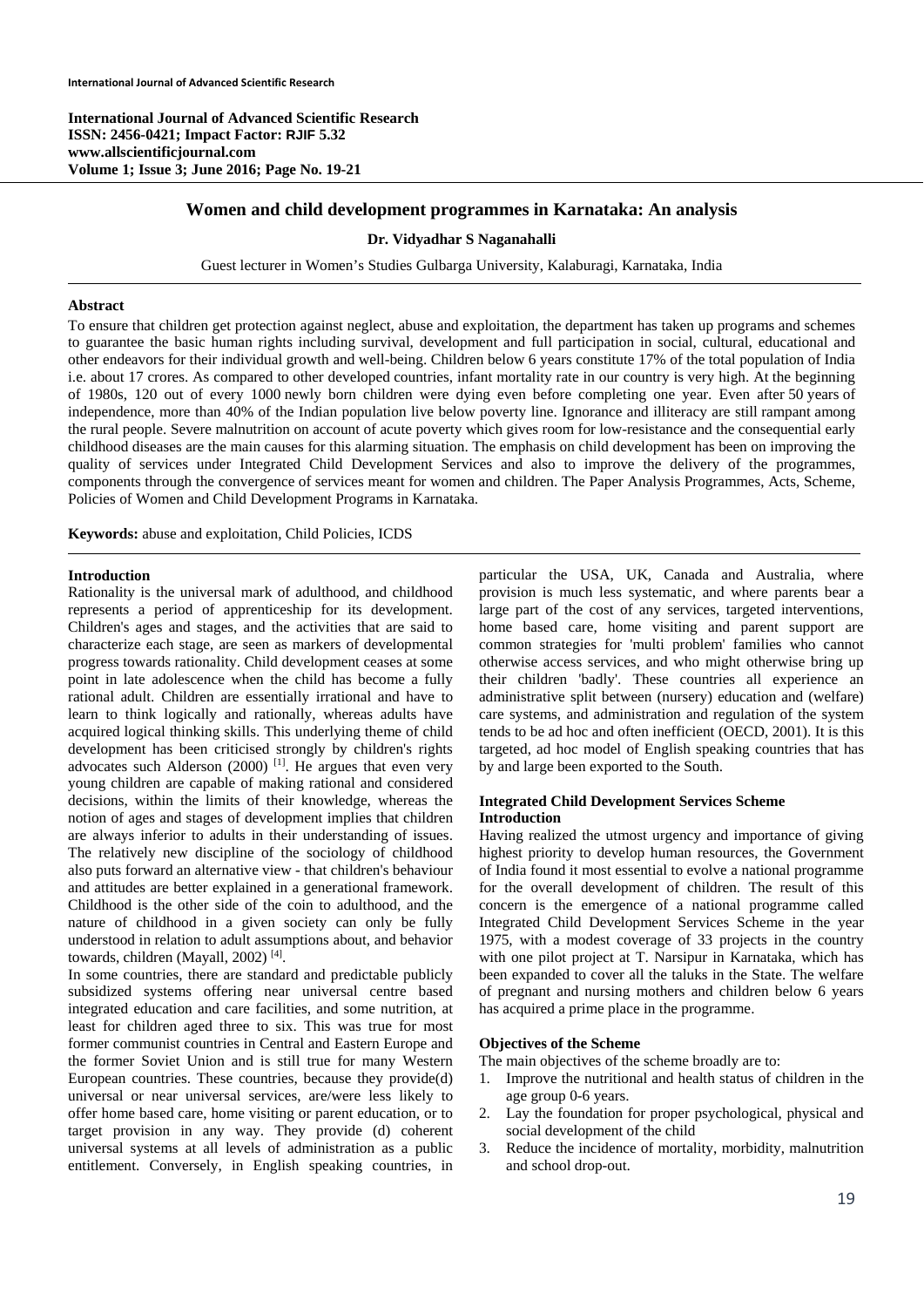# Women and child development programmes in Karnataka: An analysis

**Dr. Vidyadhar S Naganahalli**

Guest lecturer in Women's Studies Gulbarga University, Kalaburagi, Karnataka, India

### Abstract

To ensure that children get protection against neglect, abuse and exploitation, the department has taken up programs and schemes to guarantee the basic human rights including survival, development and full participation in social, cultural, educational and other endeavors for their individual growth and well-being. Children below 6 years constitute 17% of the total population of India i.e. about 17 crores. As compared to other developed countries, infant mortality rate in our country is very high. At the beginning of 1980s, 120 out of every 1000 newly born children were dying even before completing one year. Even after 50 years of independence, more than 40% of the Indian population live below poverty line. Ignorance and illiteracy are still rampant among the rural people. Severe malnutrition on account of acute poverty which gives room for low-resistance and the consequential early childhood diseases are the main causes for this alarming situation. The emphasis on child development has been on improving the quality of services under Integrated Child Development Services and also to improve the delivery of the programmes, components through the convergence of services meant for women and children. The Paper Analysis Programmes, Acts, Scheme, Policies of Women and Child Development Programs in Karnataka.

**Keywords:** abuse and exploitation, Child Policies, ICDS

### Introduction

Rationality is the universal mark of adulthood, and childhood represents a period of apprenticeship for its development. Children's ages and stages, and the activities that are said to characterize each stage, are seen as markers of developmental progress towards rationality. Child development ceases at some point in late adolescence when the child has become a fully rational adult. Children are essentially irrational and have to learn to think logically and rationally, whereas adults have acquired logical thinking skills. This underlying theme of child development has been criticised strongly by children's rights advocates such Alderson (2000) [1]. He argues that even very young children are capable of making rational and considered decisions, within the limits of their knowledge, whereas the notion of ages and stages of development implies that children are always inferior to adults in their understanding of issues. The relatively new discipline of the sociology of childhood also puts forward an alternative view - that children's behaviour and attitudes are better explained in a generational framework. Childhood is the other side of the coin to adulthood, and the nature of childhood in a given society can only be fully understood in relation to adult assumptions about, and behavior towards, children (Mayall, 2002) [4].

In some countries, there are standard and predictable publicly subsidized systems offering near universal centre based integrated education and care facilities, and some nutrition, at least for children aged three to six. This was true for most former communist countries in Central and Eastern Europe and the former Soviet Union and is still true for many Western European countries. These countries, because they provide(d) universal or near universal services, are/were less likely to offer home based care, home visiting or parent education, or to target provision in any way. They provide (d) coherent universal systems at all levels of administration as a public entitlement. Conversely, in English speaking countries, in particular the USA, UK, Canada and Australia, where provision is much less systematic, and where parents bear a large part of the cost of any services, targeted interventions, home based care, home visiting and parent support are common strategies for 'multi problem' families who cannot otherwise access services, and who might otherwise bring up their children 'badly'. These countries all experience an administrative split between (nursery) education and (welfare) care systems, and administration and regulation of the system tends to be ad hoc and often inefficient (OECD, 2001). It is this targeted, ad hoc model of English speaking countries that has by and large been exported to the South.

### Integrated Child Development Services Scheme Introduction

Having realized the utmost urgency and importance of giving highest priority to develop human resources, the Government of India found it most essential to evolve a national programme for the overall development of children. The result of this concern is the emergence of a national programme called Integrated Child Development Services Scheme in the year 1975, with a modest coverage of 33 projects in the country with one pilot project at T. Narsipur in Karnataka, which has been expanded to cover all the taluks in the State. The welfare of pregnant and nursing mothers and children below 6 years has acquired a prime place in the programme.

### Objectives of the Scheme

The main objectives of the scheme broadly are to:

1. Improve the nutritional and health status of children in the age group 0-6 years.
2. Lay the foundation for proper psychological, physical and social development of the child
3. Reduce the incidence of mortality, morbidity, malnutrition and school drop-out.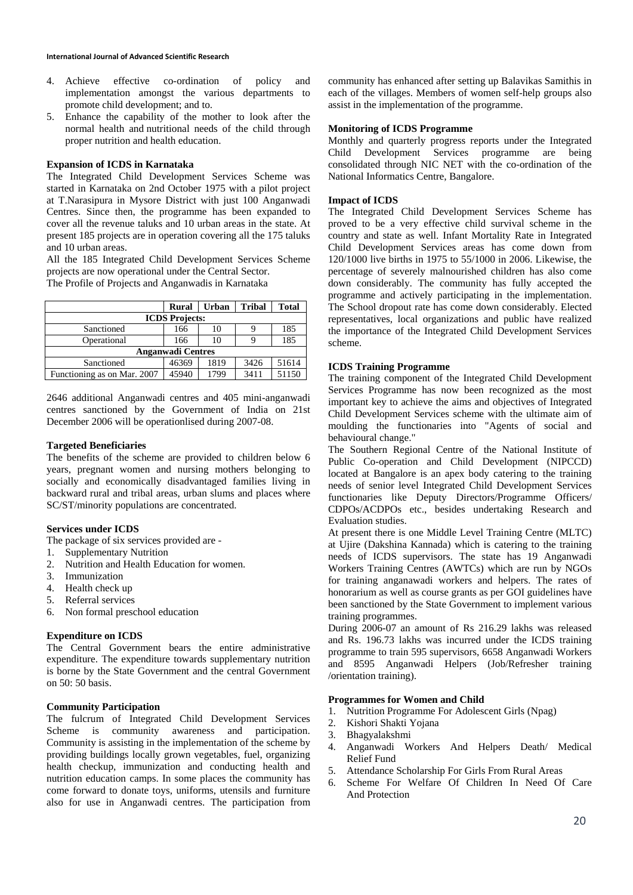4. Achieve effective co-ordination of policy and implementation amongst the various departments to promote child development; and to.
5. Enhance the capability of the mother to look after the normal health and nutritional needs of the child through proper nutrition and health education.

**Expansion of ICDS in Karnataka**

The Integrated Child Development Services Scheme was started in Karnataka on 2nd October 1975 with a pilot project at T.Narasipura in Mysore District with just 100 Anganwadi Centres. Since then, the programme has been expanded to cover all the revenue taluks and 10 urban areas in the state. At present 185 projects are in operation covering all the 175 taluks and 10 urban areas.

All the 185 Integrated Child Development Services Scheme projects are now operational under the Central Sector.

The Profile of Projects and Anganwadis in Karnataka

| | Rural | Urban | Tribal | Total |
|---|---|---|---|---|
| **ICDS Projects:** | | | | |
| Sanctioned | 166 | 10 | 9 | 185 |
| Operational | 166 | 10 | 9 | 185 |
| **Anganwadi Centres** | | | | |
| Sanctioned | 46369 | 1819 | 3426 | 51614 |
| Functioning as on Mar. 2007 | 45940 | 1799 | 3411 | 51150 |

2646 additional Anganwadi centres and 405 mini-anganwadi centres sanctioned by the Government of India on 21st December 2006 will be operationlised during 2007-08.

**Targeted Beneficiaries**

The benefits of the scheme are provided to children below 6 years, pregnant women and nursing mothers belonging to socially and economically disadvantaged families living in backward rural and tribal areas, urban slums and places where SC/ST/minority populations are concentrated.

**Services under ICDS**

The package of six services provided are -

1. Supplementary Nutrition
2. Nutrition and Health Education for women.
3. Immunization
4. Health check up
5. Referral services
6. Non formal preschool education

**Expenditure on ICDS**

The Central Government bears the entire administrative expenditure. The expenditure towards supplementary nutrition is borne by the State Government and the central Government on 50: 50 basis.

**Community Participation**

The fulcrum of Integrated Child Development Services Scheme is community awareness and participation. Community is assisting in the implementation of the scheme by providing buildings locally grown vegetables, fuel, organizing health checkup, immunization and conducting health and nutrition education camps. In some places the community has come forward to donate toys, uniforms, utensils and furniture also for use in Anganwadi centres. The participation from community has enhanced after setting up Balavikas Samithis in each of the villages. Members of women self-help groups also assist in the implementation of the programme.

**Monitoring of ICDS Programme**

Monthly and quarterly progress reports under the Integrated Child Development Services programme are being consolidated through NIC NET with the co-ordination of the National Informatics Centre, Bangalore.

**Impact of ICDS**

The Integrated Child Development Services Scheme has proved to be a very effective child survival scheme in the country and state as well. Infant Mortality Rate in Integrated Child Development Services areas has come down from 120/1000 live births in 1975 to 55/1000 in 2006. Likewise, the percentage of severely malnourished children has also come down considerably. The community has fully accepted the programme and actively participating in the implementation. The School dropout rate has come down considerably. Elected representatives, local organizations and public have realized the importance of the Integrated Child Development Services scheme.

**ICDS Training Programme**

The training component of the Integrated Child Development Services Programme has now been recognized as the most important key to achieve the aims and objectives of Integrated Child Development Services scheme with the ultimate aim of moulding the functionaries into "Agents of social and behavioural change."

The Southern Regional Centre of the National Institute of Public Co-operation and Child Development (NIPCCD) located at Bangalore is an apex body catering to the training needs of senior level Integrated Child Development Services functionaries like Deputy Directors/Programme Officers/ CDPOs/ACDPOs etc., besides undertaking Research and Evaluation studies.

At present there is one Middle Level Training Centre (MLTC) at Ujire (Dakshina Kannada) which is catering to the training needs of ICDS supervisors. The state has 19 Anganwadi Workers Training Centres (AWTCs) which are run by NGOs for training anganawadi workers and helpers. The rates of honorarium as well as course grants as per GOI guidelines have been sanctioned by the State Government to implement various training programmes.

During 2006-07 an amount of Rs 216.29 lakhs was released and Rs. 196.73 lakhs was incurred under the ICDS training programme to train 595 supervisors, 6658 Anganwadi Workers and 8595 Anganwadi Helpers (Job/Refresher training /orientation training).

**Programmes for Women and Child**

1. Nutrition Programme For Adolescent Girls (Npag)
2. Kishori Shakti Yojana
3. Bhagyalakshmi
4. Anganwadi Workers And Helpers Death/ Medical Relief Fund
5. Attendance Scholarship For Girls From Rural Areas
6. Scheme For Welfare Of Children In Need Of Care And Protection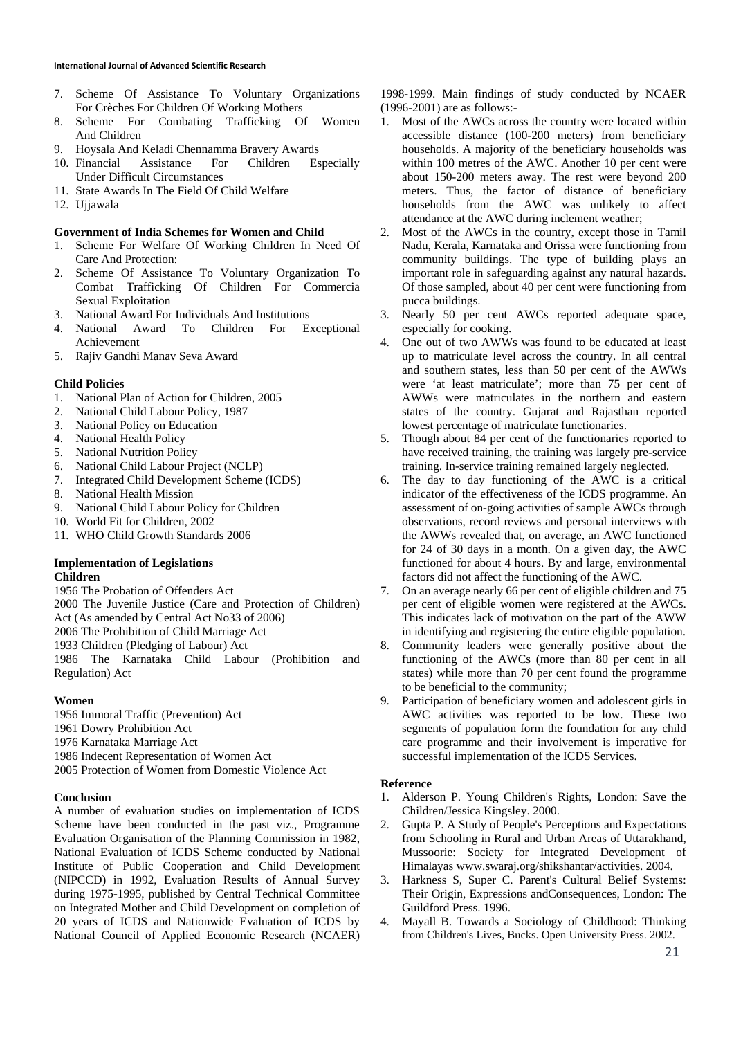7. Scheme Of Assistance To Voluntary Organizations For Crèches For Children Of Working Mothers
8. Scheme For Combating Trafficking Of Women And Children
9. Hoysala And Keladi Chennamma Bravery Awards
10. Financial Assistance For Children Especially Under Difficult Circumstances
11. State Awards In The Field Of Child Welfare
12. Ujjawala

**Government of India Schemes for Women and Child**

1. Scheme For Welfare Of Working Children In Need Of Care And Protection:
2. Scheme Of Assistance To Voluntary Organization To Combat Trafficking Of Children For Commercia Sexual Exploitation
3. National Award For Individuals And Institutions
4. National Award To Children For Exceptional Achievement
5. Rajiv Gandhi Manav Seva Award

**Child Policies**

1. National Plan of Action for Children, 2005
2. National Child Labour Policy, 1987
3. National Policy on Education
4. National Health Policy
5. National Nutrition Policy
6. National Child Labour Project (NCLP)
7. Integrated Child Development Scheme (ICDS)
8. National Health Mission
9. National Child Labour Policy for Children
10. World Fit for Children, 2002
11. WHO Child Growth Standards 2006

**Implementation of Legislations**

**Children**

1956 The Probation of Offenders Act

2000 The Juvenile Justice (Care and Protection of Children) Act (As amended by Central Act No33 of 2006)

2006 The Prohibition of Child Marriage Act

1933 Children (Pledging of Labour) Act

1986 The Karnataka Child Labour (Prohibition and Regulation) Act

**Women**

1956 Immoral Traffic (Prevention) Act

1961 Dowry Prohibition Act

1976 Karnataka Marriage Act

1986 Indecent Representation of Women Act

2005 Protection of Women from Domestic Violence Act

**Conclusion**

A number of evaluation studies on implementation of ICDS Scheme have been conducted in the past viz., Programme Evaluation Organisation of the Planning Commission in 1982, National Evaluation of ICDS Scheme conducted by National Institute of Public Cooperation and Child Development (NIPCCD) in 1992, Evaluation Results of Annual Survey during 1975-1995, published by Central Technical Committee on Integrated Mother and Child Development on completion of 20 years of ICDS and Nationwide Evaluation of ICDS by National Council of Applied Economic Research (NCAER) 1998-1999. Main findings of study conducted by NCAER (1996-2001) are as follows:-

1. Most of the AWCs across the country were located within accessible distance (100-200 meters) from beneficiary households. A majority of the beneficiary households was within 100 metres of the AWC. Another 10 per cent were about 150-200 meters away. The rest were beyond 200 meters. Thus, the factor of distance of beneficiary households from the AWC was unlikely to affect attendance at the AWC during inclement weather;
2. Most of the AWCs in the country, except those in Tamil Nadu, Kerala, Karnataka and Orissa were functioning from community buildings. The type of building plays an important role in safeguarding against any natural hazards. Of those sampled, about 40 per cent were functioning from pucca buildings.
3. Nearly 50 per cent AWCs reported adequate space, especially for cooking.
4. One out of two AWWs was found to be educated at least up to matriculate level across the country. In all central and southern states, less than 50 per cent of the AWWs were 'at least matriculate'; more than 75 per cent of AWWs were matriculates in the northern and eastern states of the country. Gujarat and Rajasthan reported lowest percentage of matriculate functionaries.
5. Though about 84 per cent of the functionaries reported to have received training, the training was largely pre-service training. In-service training remained largely neglected.
6. The day to day functioning of the AWC is a critical indicator of the effectiveness of the ICDS programme. An assessment of on-going activities of sample AWCs through observations, record reviews and personal interviews with the AWWs revealed that, on average, an AWC functioned for 24 of 30 days in a month. On a given day, the AWC functioned for about 4 hours. By and large, environmental factors did not affect the functioning of the AWC.
7. On an average nearly 66 per cent of eligible children and 75 per cent of eligible women were registered at the AWCs. This indicates lack of motivation on the part of the AWW in identifying and registering the entire eligible population.
8. Community leaders were generally positive about the functioning of the AWCs (more than 80 per cent in all states) while more than 70 per cent found the programme to be beneficial to the community;
9. Participation of beneficiary women and adolescent girls in AWC activities was reported to be low. These two segments of population form the foundation for any child care programme and their involvement is imperative for successful implementation of the ICDS Services.

**Reference**

1. Alderson P. Young Children's Rights, London: Save the Children/Jessica Kingsley. 2000.
2. Gupta P. A Study of People's Perceptions and Expectations from Schooling in Rural and Urban Areas of Uttarakhand, Mussoorie: Society for Integrated Development of Himalayas www.swaraj.org/shikshantar/activities. 2004.
3. Harkness S, Super C. Parent's Cultural Belief Systems: Their Origin, Expressions andConsequences, London: The Guildford Press. 1996.
4. Mayall B. Towards a Sociology of Childhood: Thinking from Children's Lives, Bucks. Open University Press. 2002.